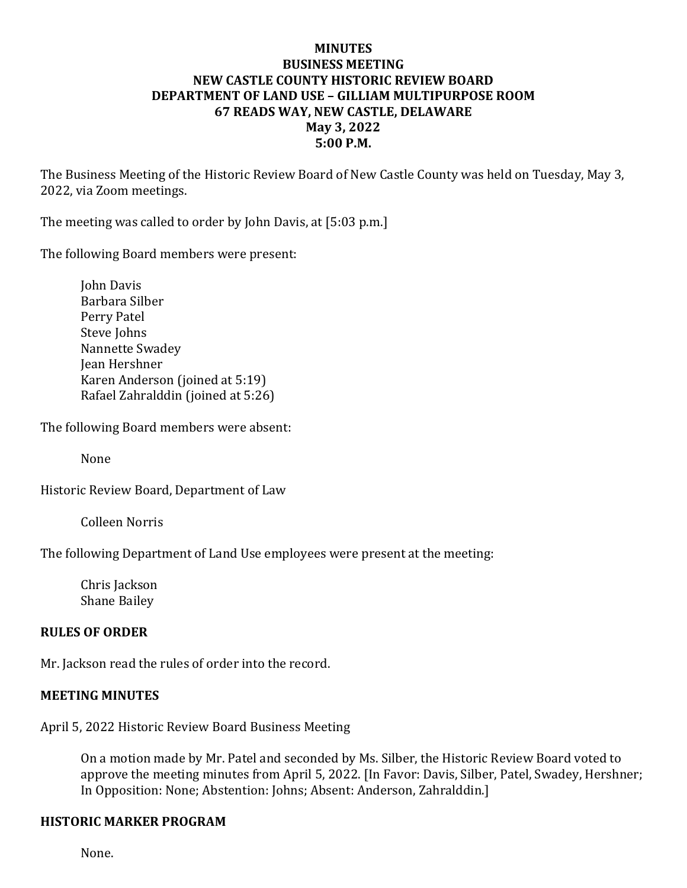# MINUTES
# BUSINESS MEETING
# NEW CASTLE COUNTY HISTORIC REVIEW BOARD
# DEPARTMENT OF LAND USE – GILLIAM MULTIPURPOSE ROOM
# 67 READS WAY, NEW CASTLE, DELAWARE
# May 3, 2022
# 5:00 P.M.

The Business Meeting of the Historic Review Board of New Castle County was held on Tuesday, May 3, 2022, via Zoom meetings.

The meeting was called to order by John Davis, at [5:03 p.m.]

The following Board members were present:

John Davis
Barbara Silber
Perry Patel
Steve Johns
Nannette Swadey
Jean Hershner
Karen Anderson (joined at 5:19)
Rafael Zahralddin (joined at 5:26)

The following Board members were absent:

None

Historic Review Board, Department of Law

Colleen Norris

The following Department of Land Use employees were present at the meeting:

Chris Jackson
Shane Bailey

**RULES OF ORDER**

Mr. Jackson read the rules of order into the record.

**MEETING MINUTES**

April 5, 2022 Historic Review Board Business Meeting

On a motion made by Mr. Patel and seconded by Ms. Silber, the Historic Review Board voted to approve the meeting minutes from April 5, 2022. [In Favor: Davis, Silber, Patel, Swadey, Hershner; In Opposition: None; Abstention: Johns; Absent: Anderson, Zahralddin.]

**HISTORIC MARKER PROGRAM**

None.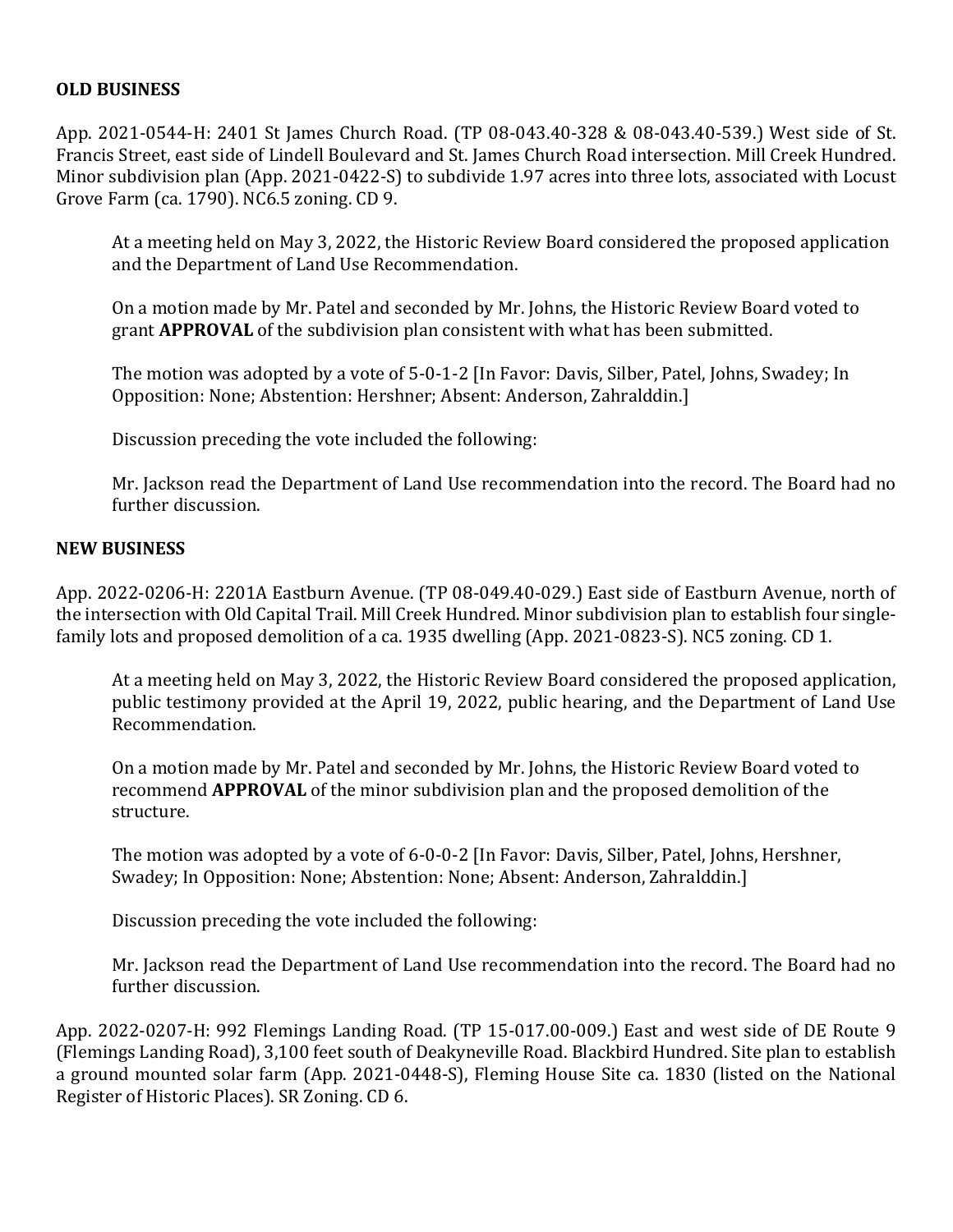**OLD BUSINESS**

App. 2021-0544-H: 2401 St James Church Road. (TP 08-043.40-328 & 08-043.40-539.) West side of St. Francis Street, east side of Lindell Boulevard and St. James Church Road intersection. Mill Creek Hundred. Minor subdivision plan (App. 2021-0422-S) to subdivide 1.97 acres into three lots, associated with Locust Grove Farm (ca. 1790). NC6.5 zoning. CD 9.

At a meeting held on May 3, 2022, the Historic Review Board considered the proposed application and the Department of Land Use Recommendation.

On a motion made by Mr. Patel and seconded by Mr. Johns, the Historic Review Board voted to grant **APPROVAL** of the subdivision plan consistent with what has been submitted.

The motion was adopted by a vote of 5-0-1-2 [In Favor: Davis, Silber, Patel, Johns, Swadey; In Opposition: None; Abstention: Hershner; Absent: Anderson, Zahralddin.]

Discussion preceding the vote included the following:

Mr. Jackson read the Department of Land Use recommendation into the record. The Board had no further discussion.

**NEW BUSINESS**

App. 2022-0206-H: 2201A Eastburn Avenue. (TP 08-049.40-029.) East side of Eastburn Avenue, north of the intersection with Old Capital Trail. Mill Creek Hundred. Minor subdivision plan to establish four single-family lots and proposed demolition of a ca. 1935 dwelling (App. 2021-0823-S). NC5 zoning. CD 1.

At a meeting held on May 3, 2022, the Historic Review Board considered the proposed application, public testimony provided at the April 19, 2022, public hearing, and the Department of Land Use Recommendation.

On a motion made by Mr. Patel and seconded by Mr. Johns, the Historic Review Board voted to recommend **APPROVAL** of the minor subdivision plan and the proposed demolition of the structure.

The motion was adopted by a vote of 6-0-0-2 [In Favor: Davis, Silber, Patel, Johns, Hershner, Swadey; In Opposition: None; Abstention: None; Absent: Anderson, Zahralddin.]

Discussion preceding the vote included the following:

Mr. Jackson read the Department of Land Use recommendation into the record. The Board had no further discussion.

App. 2022-0207-H: 992 Flemings Landing Road. (TP 15-017.00-009.) East and west side of DE Route 9 (Flemings Landing Road), 3,100 feet south of Deakyneville Road. Blackbird Hundred. Site plan to establish a ground mounted solar farm (App. 2021-0448-S), Fleming House Site ca. 1830 (listed on the National Register of Historic Places). SR Zoning. CD 6.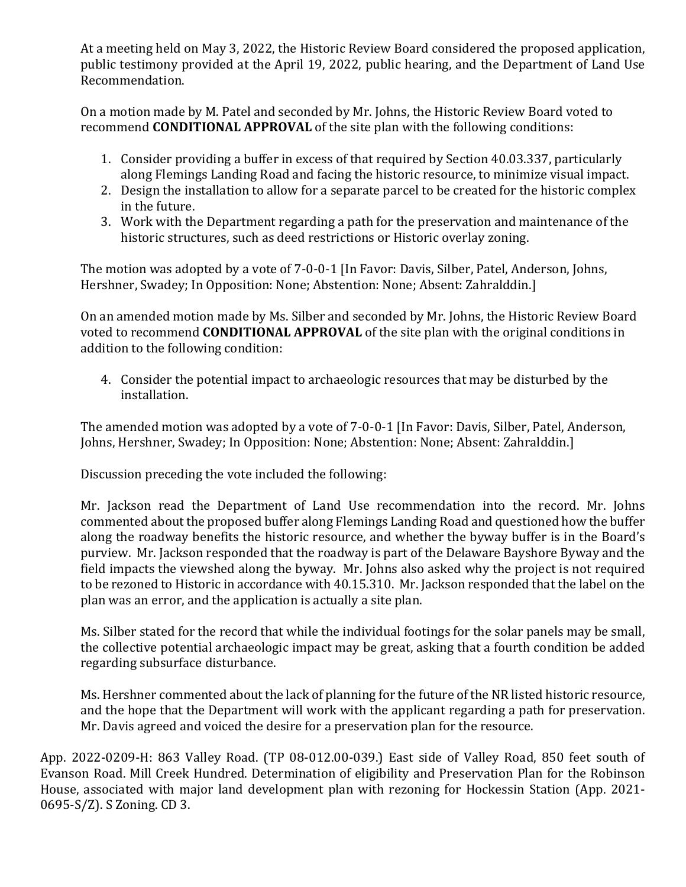At a meeting held on May 3, 2022, the Historic Review Board considered the proposed application, public testimony provided at the April 19, 2022, public hearing, and the Department of Land Use Recommendation.

On a motion made by M. Patel and seconded by Mr. Johns, the Historic Review Board voted to recommend **CONDITIONAL APPROVAL** of the site plan with the following conditions:

1. Consider providing a buffer in excess of that required by Section 40.03.337, particularly along Flemings Landing Road and facing the historic resource, to minimize visual impact.
2. Design the installation to allow for a separate parcel to be created for the historic complex in the future.
3. Work with the Department regarding a path for the preservation and maintenance of the historic structures, such as deed restrictions or Historic overlay zoning.

The motion was adopted by a vote of 7-0-0-1 [In Favor: Davis, Silber, Patel, Anderson, Johns, Hershner, Swadey; In Opposition: None; Abstention: None; Absent: Zahralddin.]

On an amended motion made by Ms. Silber and seconded by Mr. Johns, the Historic Review Board voted to recommend **CONDITIONAL APPROVAL** of the site plan with the original conditions in addition to the following condition:

4. Consider the potential impact to archaeologic resources that may be disturbed by the installation.

The amended motion was adopted by a vote of 7-0-0-1 [In Favor: Davis, Silber, Patel, Anderson, Johns, Hershner, Swadey; In Opposition: None; Abstention: None; Absent: Zahralddin.]

Discussion preceding the vote included the following:

Mr. Jackson read the Department of Land Use recommendation into the record. Mr. Johns commented about the proposed buffer along Flemings Landing Road and questioned how the buffer along the roadway benefits the historic resource, and whether the byway buffer is in the Board's purview. Mr. Jackson responded that the roadway is part of the Delaware Bayshore Byway and the field impacts the viewshed along the byway. Mr. Johns also asked why the project is not required to be rezoned to Historic in accordance with 40.15.310. Mr. Jackson responded that the label on the plan was an error, and the application is actually a site plan.

Ms. Silber stated for the record that while the individual footings for the solar panels may be small, the collective potential archaeologic impact may be great, asking that a fourth condition be added regarding subsurface disturbance.

Ms. Hershner commented about the lack of planning for the future of the NR listed historic resource, and the hope that the Department will work with the applicant regarding a path for preservation. Mr. Davis agreed and voiced the desire for a preservation plan for the resource.

App. 2022-0209-H: 863 Valley Road. (TP 08-012.00-039.) East side of Valley Road, 850 feet south of Evanson Road. Mill Creek Hundred. Determination of eligibility and Preservation Plan for the Robinson House, associated with major land development plan with rezoning for Hockessin Station (App. 2021-0695-S/Z). S Zoning. CD 3.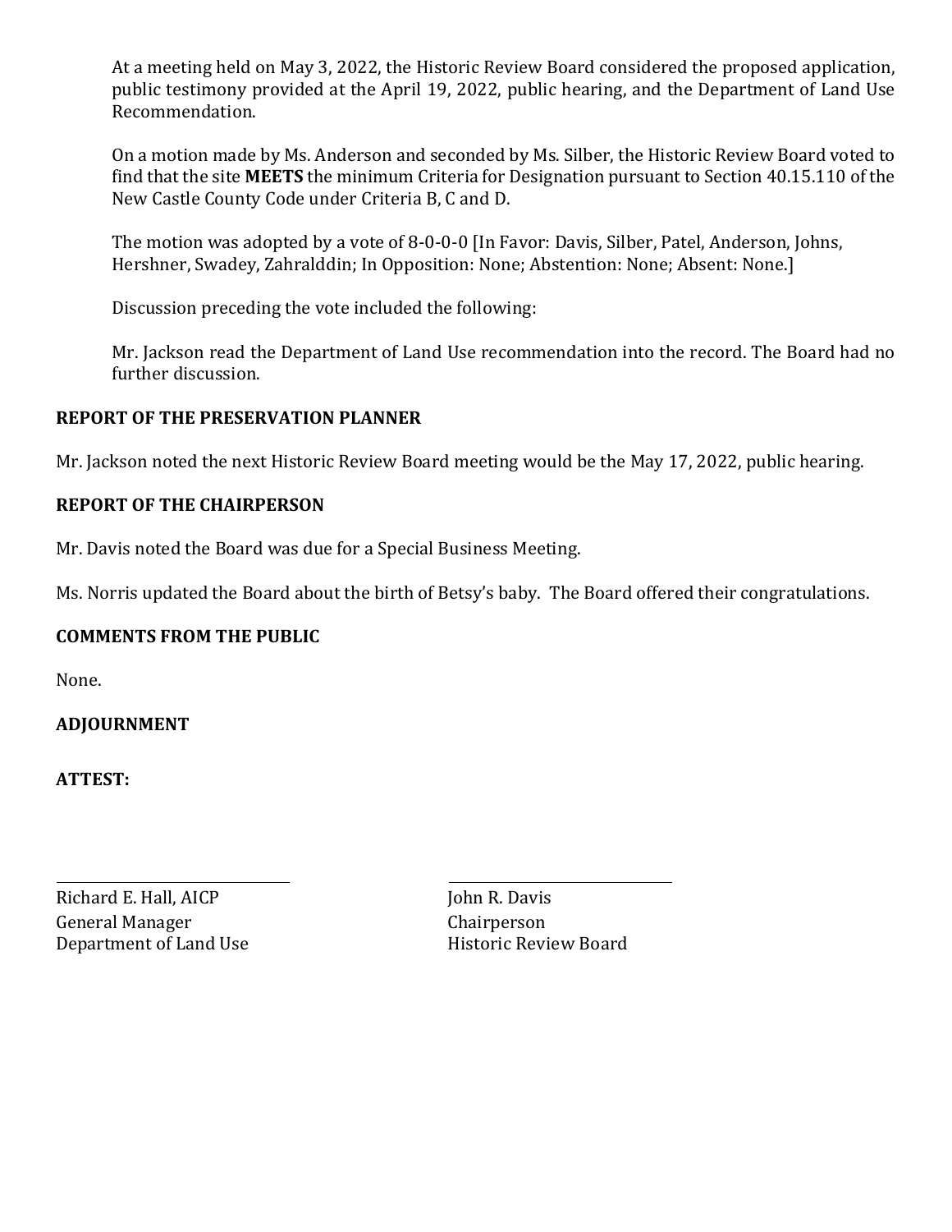At a meeting held on May 3, 2022, the Historic Review Board considered the proposed application, public testimony provided at the April 19, 2022, public hearing, and the Department of Land Use Recommendation.

On a motion made by Ms. Anderson and seconded by Ms. Silber, the Historic Review Board voted to find that the site **MEETS** the minimum Criteria for Designation pursuant to Section 40.15.110 of the New Castle County Code under Criteria B, C and D.

The motion was adopted by a vote of 8-0-0-0 [In Favor: Davis, Silber, Patel, Anderson, Johns, Hershner, Swadey, Zahralddin; In Opposition: None; Abstention: None; Absent: None.]

Discussion preceding the vote included the following:

Mr. Jackson read the Department of Land Use recommendation into the record. The Board had no further discussion.

**REPORT OF THE PRESERVATION PLANNER**

Mr. Jackson noted the next Historic Review Board meeting would be the May 17, 2022, public hearing.

**REPORT OF THE CHAIRPERSON**

Mr. Davis noted the Board was due for a Special Business Meeting.

Ms. Norris updated the Board about the birth of Betsy's baby. The Board offered their congratulations.

**COMMENTS FROM THE PUBLIC**

None.

**ADJOURNMENT**

**ATTEST:**

Richard E. Hall, AICP
General Manager
Department of Land Use

John R. Davis
Chairperson
Historic Review Board